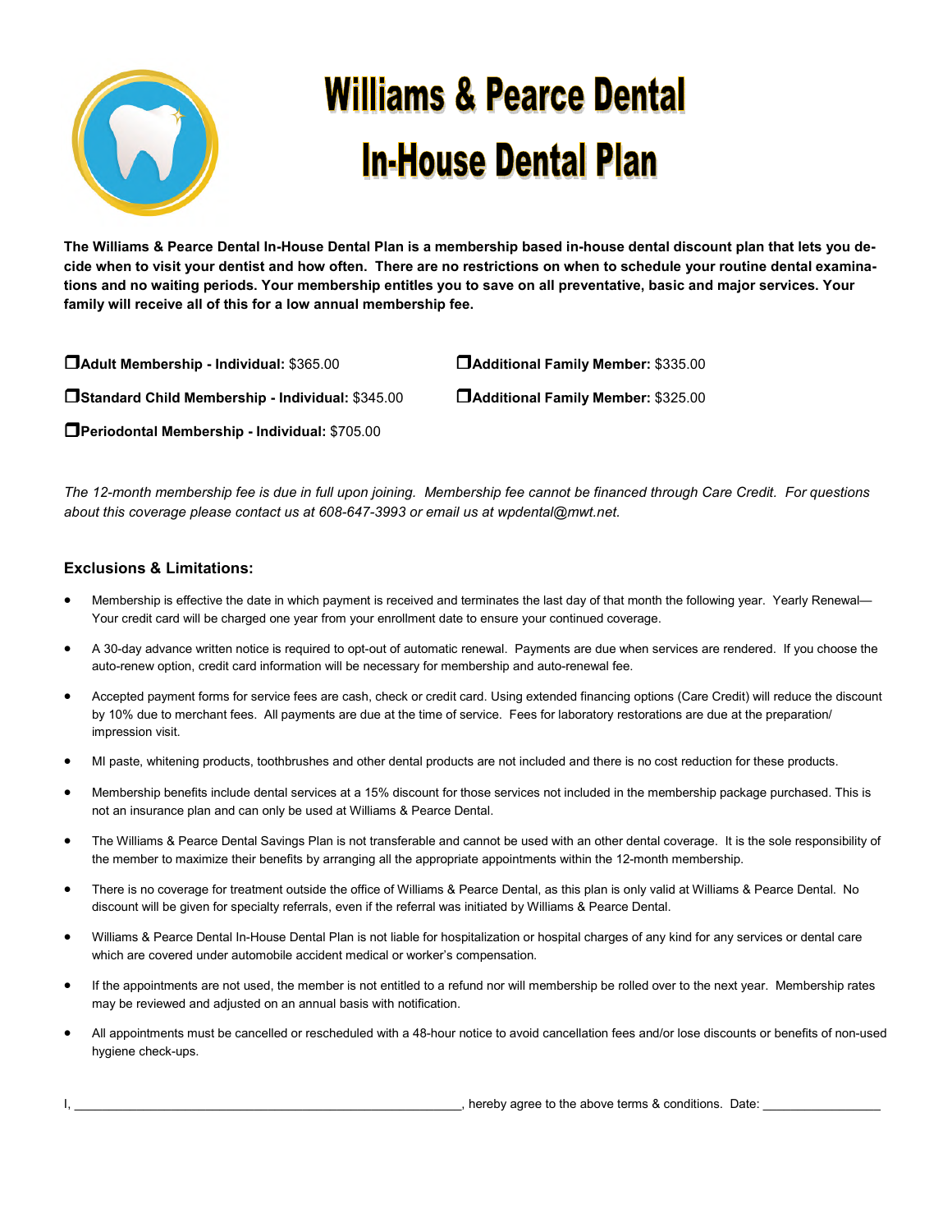# Williams & Pearce Dental

# In-House Dental Plan

**The Williams & Pearce Dental In-House Dental Plan is a membership based in-house dental discount plan that lets you decide when to visit your dentist and how often. There are no restrictions on when to schedule your routine dental examinations and no waiting periods. Your membership entitles you to save on all preventative, basic and major services. Your family will receive all of this for a low annual membership fee.**

❐**Adult Membership - Individual:** $365.00

❐**Additional Family Member:** $335.00

❐**Standard Child Membership - Individual:** $345.00

❐**Additional Family Member:** $325.00

❐**Periodontal Membership - Individual:** $705.00

*The 12-month membership fee is due in full upon joining. Membership fee cannot be financed through Care Credit. For questions about this coverage please contact us at 608-647-3993 or email us at wpdental@mwt.net.*

### Exclusions & Limitations:

- Membership is effective the date in which payment is received and terminates the last day of that month the following year. Yearly Renewal—Your credit card will be charged one year from your enrollment date to ensure your continued coverage.
- A 30-day advance written notice is required to opt-out of automatic renewal. Payments are due when services are rendered. If you choose the auto-renew option, credit card information will be necessary for membership and auto-renewal fee.
- Accepted payment forms for service fees are cash, check or credit card. Using extended financing options (Care Credit) will reduce the discount by 10% due to merchant fees. All payments are due at the time of service. Fees for laboratory restorations are due at the preparation/impression visit.
- MI paste, whitening products, toothbrushes and other dental products are not included and there is no cost reduction for these products.
- Membership benefits include dental services at a 15% discount for those services not included in the membership package purchased. This is not an insurance plan and can only be used at Williams & Pearce Dental.
- The Williams & Pearce Dental Savings Plan is not transferable and cannot be used with an other dental coverage. It is the sole responsibility of the member to maximize their benefits by arranging all the appropriate appointments within the 12-month membership.
- There is no coverage for treatment outside the office of Williams & Pearce Dental, as this plan is only valid at Williams & Pearce Dental. No discount will be given for specialty referrals, even if the referral was initiated by Williams & Pearce Dental.
- Williams & Pearce Dental In-House Dental Plan is not liable for hospitalization or hospital charges of any kind for any services or dental care which are covered under automobile accident medical or worker's compensation.
- If the appointments are not used, the member is not entitled to a refund nor will membership be rolled over to the next year. Membership rates may be reviewed and adjusted on an annual basis with notification.
- All appointments must be cancelled or rescheduled with a 48-hour notice to avoid cancellation fees and/or lose discounts or benefits of non-used hygiene check-ups.

I, ________________________________________________________, hereby agree to the above terms & conditions. Date: _________________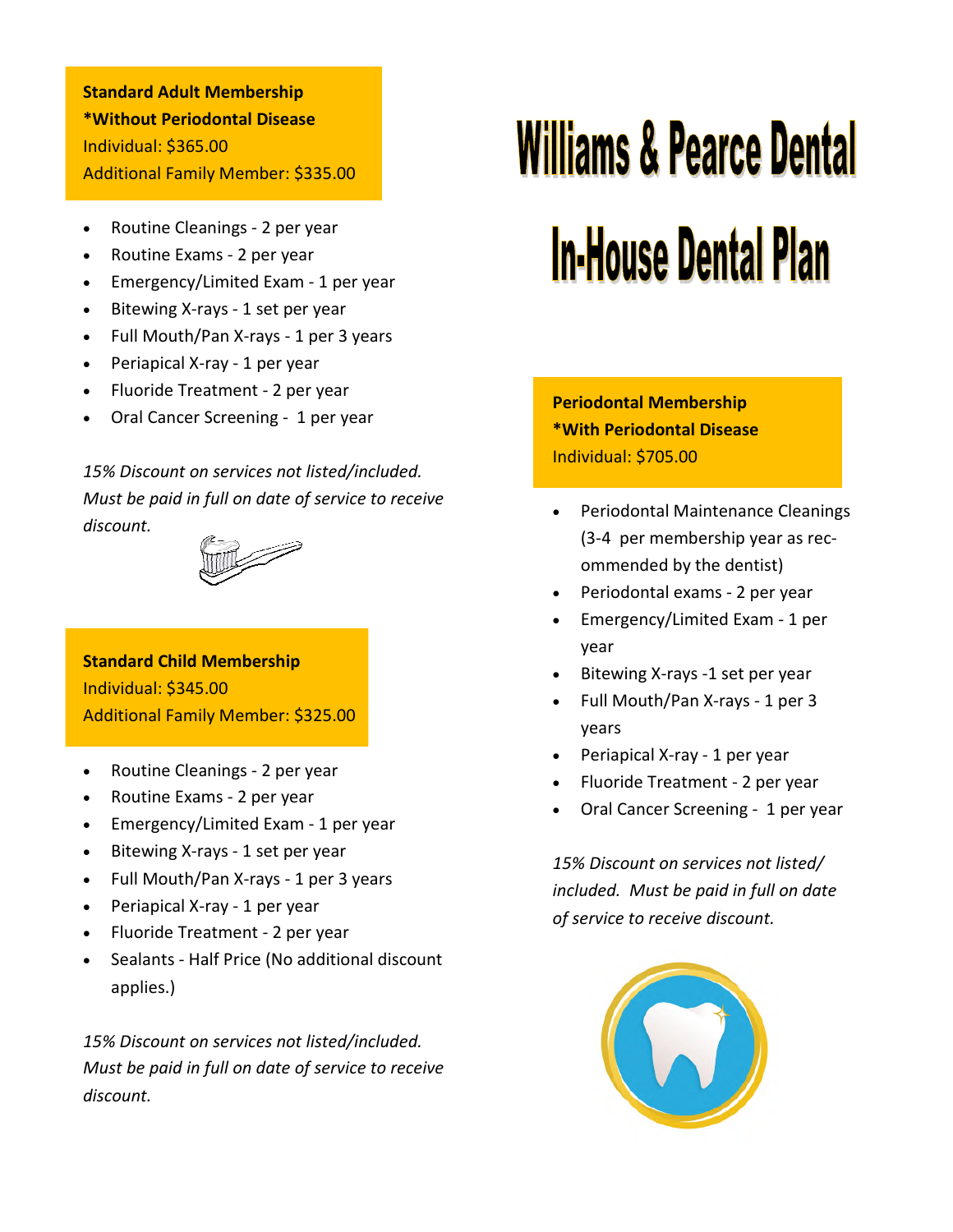# Williams & Pearce Dental

# In-House Dental Plan

**Standard Adult Membership**
**\*Without Periodontal Disease**
Individual: $365.00
Additional Family Member: $335.00

- Routine Cleanings - 2 per year
- Routine Exams - 2 per year
- Emergency/Limited Exam - 1 per year
- Bitewing X-rays - 1 set per year
- Full Mouth/Pan X-rays - 1 per 3 years
- Periapical X-ray - 1 per year
- Fluoride Treatment - 2 per year
- Oral Cancer Screening - 1 per year

*15% Discount on services not listed/included. Must be paid in full on date of service to receive discount.*

**Standard Child Membership**
Individual: $345.00
Additional Family Member: $325.00

- Routine Cleanings - 2 per year
- Routine Exams - 2 per year
- Emergency/Limited Exam - 1 per year
- Bitewing X-rays - 1 set per year
- Full Mouth/Pan X-rays - 1 per 3 years
- Periapical X-ray - 1 per year
- Fluoride Treatment - 2 per year
- Sealants - Half Price (No additional discount applies.)

*15% Discount on services not listed/included. Must be paid in full on date of service to receive discount.*

**Periodontal Membership**
**\*With Periodontal Disease**
Individual: $705.00

- Periodontal Maintenance Cleanings (3-4 per membership year as recommended by the dentist)
- Periodontal exams - 2 per year
- Emergency/Limited Exam - 1 per year
- Bitewing X-rays -1 set per year
- Full Mouth/Pan X-rays - 1 per 3 years
- Periapical X-ray - 1 per year
- Fluoride Treatment - 2 per year
- Oral Cancer Screening - 1 per year

*15% Discount on services not listed/ included. Must be paid in full on date of service to receive discount.*